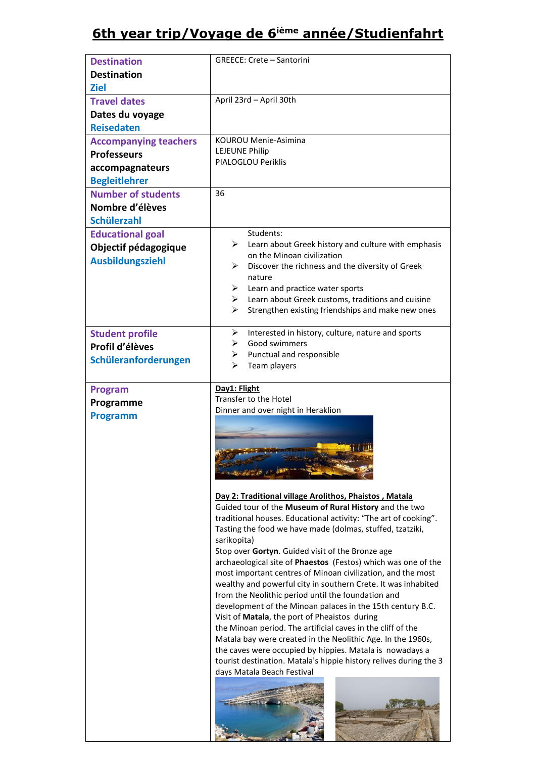# 6th year trip/Voyage de 6ième année/Studienfahrt

| Destination<br>Destination<br>Ziel | GREECE: Crete – Santorini |
|---|---|
| Travel dates<br>Dates du voyage<br>Reisedaten | April 23rd – April 30th |
| Accompanying teachers<br>Professeurs accompagnateurs<br>Begleitlehrer | KOUROU Menie-Asimina<br>LEJEUNE Philip<br>PIALOGLOU Periklis |
| Number of students<br>Nombre d'élèves<br>Schülerzahl | 36 |
| Educational goal<br>Objectif pédagogique<br>Ausbildungsziehl | Students:<br>➢ Learn about Greek history and culture with emphasis on the Minoan civilization<br>➢ Discover the richness and the diversity of Greek nature<br>➢ Learn and practice water sports<br>➢ Learn about Greek customs, traditions and cuisine<br>➢ Strengthen existing friendships and make new ones |
| Student profile<br>Profil d'élèves<br>Schüleranforderungen | ➢ Interested in history, culture, nature and sports<br>➢ Good swimmers<br>➢ Punctual and responsible<br>➢ Team players |
| Program<br>Programme<br>Programm | **Day1: Flight**<br>Transfer to the Hotel<br>Dinner and over night in Heraklion<br><br>**Day 2: Traditional village Arolithos, Phaistos , Matala**<br>Guided tour of the **Museum of Rural History** and the two traditional houses. Educational activity: "The art of cooking". Tasting the food we have made (dolmas, stuffed, tzatziki, sarikopita)<br>Stop over **Gortyn**. Guided visit of the Bronze age archaeological site of **Phaestos** (Festos) which was one of the most important centres of Minoan civilization, and the most wealthy and powerful city in southern Crete. It was inhabited from the Neolithic period until the foundation and development of the Minoan palaces in the 15th century B.C.<br>Visit of **Matala**, the port of Pheaistos during the Minoan period. The artificial caves in the cliff of the Matala bay were created in the Neolithic Age. In the 1960s, the caves were occupied by hippies. Matala is nowadays a tourist destination. Matala's hippie history relives during the 3 days Matala Beach Festival |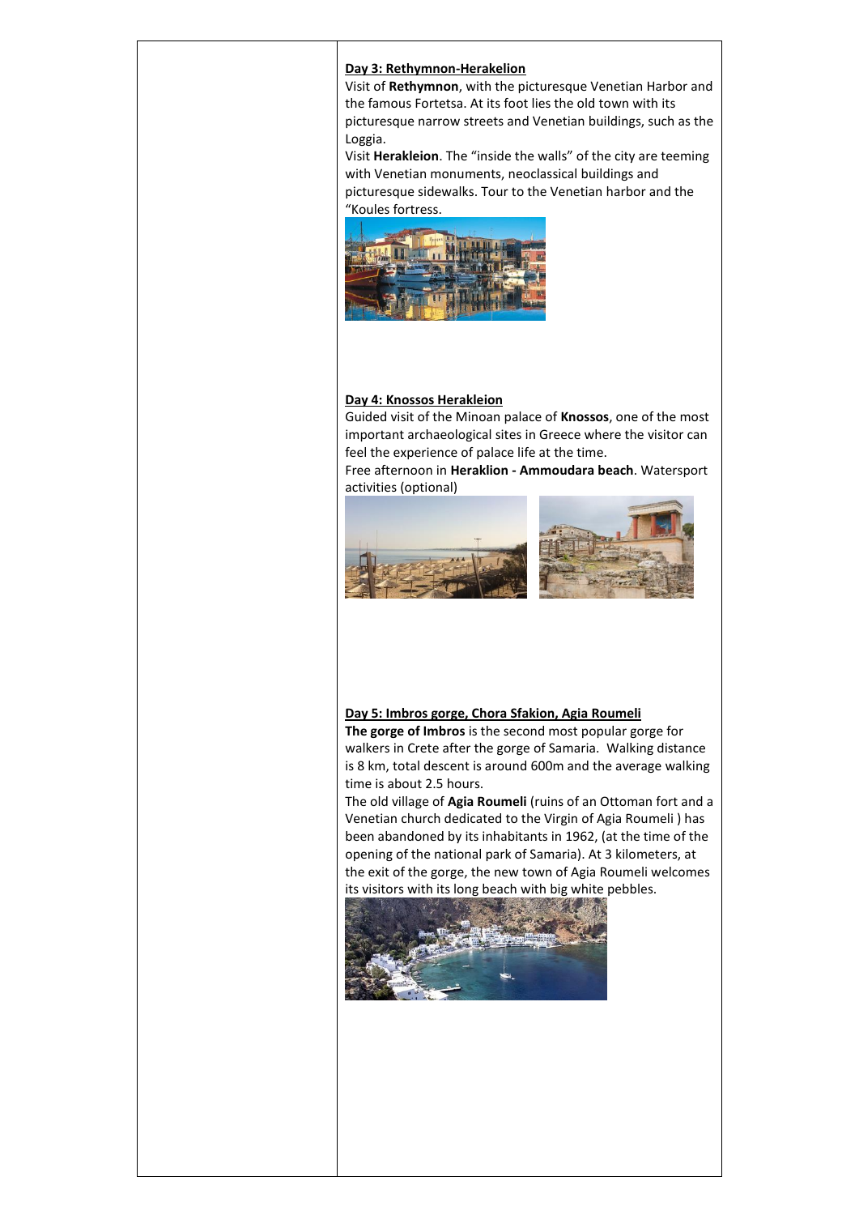**Day 3: Rethymnon-Herakelion**

Visit of **Rethymnon**, with the picturesque Venetian Harbor and the famous Fortetsa. At its foot lies the old town with its picturesque narrow streets and Venetian buildings, such as the Loggia.

Visit **Herakleion**. The "inside the walls" of the city are teeming with Venetian monuments, neoclassical buildings and picturesque sidewalks. Tour to the Venetian harbor and the "Koules fortress.

**Day 4: Knossos Herakleion**

Guided visit of the Minoan palace of **Knossos**, one of the most important archaeological sites in Greece where the visitor can feel the experience of palace life at the time.

Free afternoon in **Heraklion - Ammoudara beach**. Watersport activities (optional)

**Day 5: Imbros gorge, Chora Sfakion, Agia Roumeli**

**The gorge of Imbros** is the second most popular gorge for walkers in Crete after the gorge of Samaria. Walking distance is 8 km, total descent is around 600m and the average walking time is about 2.5 hours.

The old village of **Agia Roumeli** (ruins of an Ottoman fort and a Venetian church dedicated to the Virgin of Agia Roumeli ) has been abandoned by its inhabitants in 1962, (at the time of the opening of the national park of Samaria). At 3 kilometers, at the exit of the gorge, the new town of Agia Roumeli welcomes its visitors with its long beach with big white pebbles.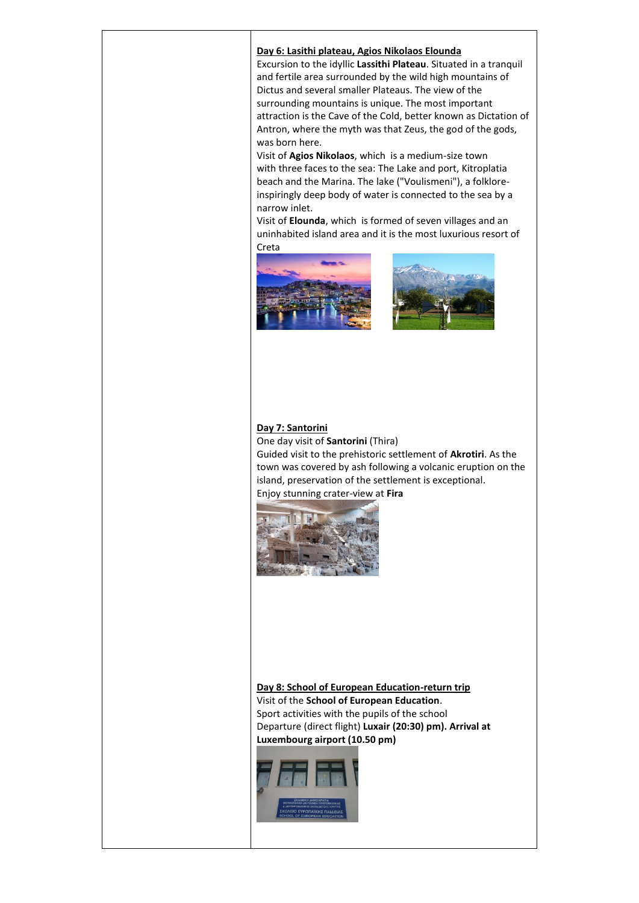**Day 6: Lasithi plateau, Agios Nikolaos Elounda**

Excursion to the idyllic **Lassithi Plateau**. Situated in a tranquil and fertile area surrounded by the wild high mountains of Dictus and several smaller Plateaus. The view of the surrounding mountains is unique. The most important attraction is the Cave of the Cold, better known as Dictation of Antron, where the myth was that Zeus, the god of the gods, was born here.

Visit of **Agios Nikolaos**, which is a medium-size town with three faces to the sea: The Lake and port, Kitroplatia beach and the Marina. The lake ("Voulismeni"), a folklore-inspiringly deep body of water is connected to the sea by a narrow inlet.

Visit of **Elounda**, which is formed of seven villages and an uninhabited island area and it is the most luxurious resort of Creta

**Day 7: Santorini**

One day visit of **Santorini** (Thira)

Guided visit to the prehistoric settlement of **Akrotiri**. As the town was covered by ash following a volcanic eruption on the island, preservation of the settlement is exceptional.

Enjoy stunning crater-view at **Fira**

**Day 8: School of European Education-return trip**

Visit of the **School of European Education**.

Sport activities with the pupils of the school

Departure (direct flight) **Luxair (20:30) pm). Arrival at Luxembourg airport (10.50 pm)**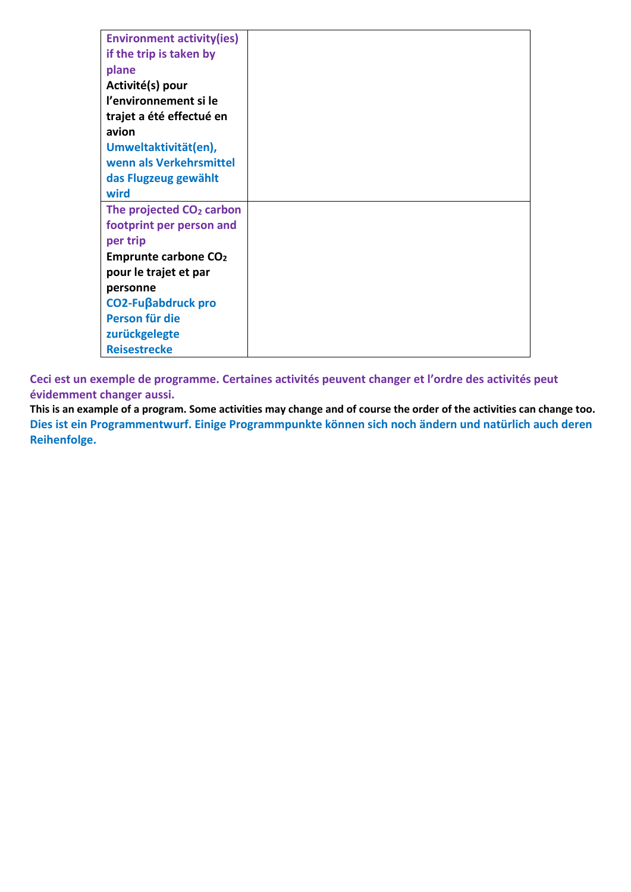| | |
|---|---|
| **Environment activity(ies) if the trip is taken by plane**<br>**Activité(s) pour l'environnement si le trajet a été effectué en avion**<br>**Umweltaktivität(en), wenn als Verkehrsmittel das Flugzeug gewählt wird** | |
| **The projected $CO_2$ carbon footprint per person and per trip**<br>**Emprunte carbone $CO_2$ pour le trajet et par personne**<br>**CO2-Fuβabdruck pro Person für die zurückgelegte Reisestrecke** | |

**Ceci est un exemple de programme. Certaines activités peuvent changer et l'ordre des activités peut évidemment changer aussi.**

**This is an example of a program. Some activities may change and of course the order of the activities can change too.**

**Dies ist ein Programmentwurf. Einige Programmpunkte können sich noch ändern und natürlich auch deren Reihenfolge.**